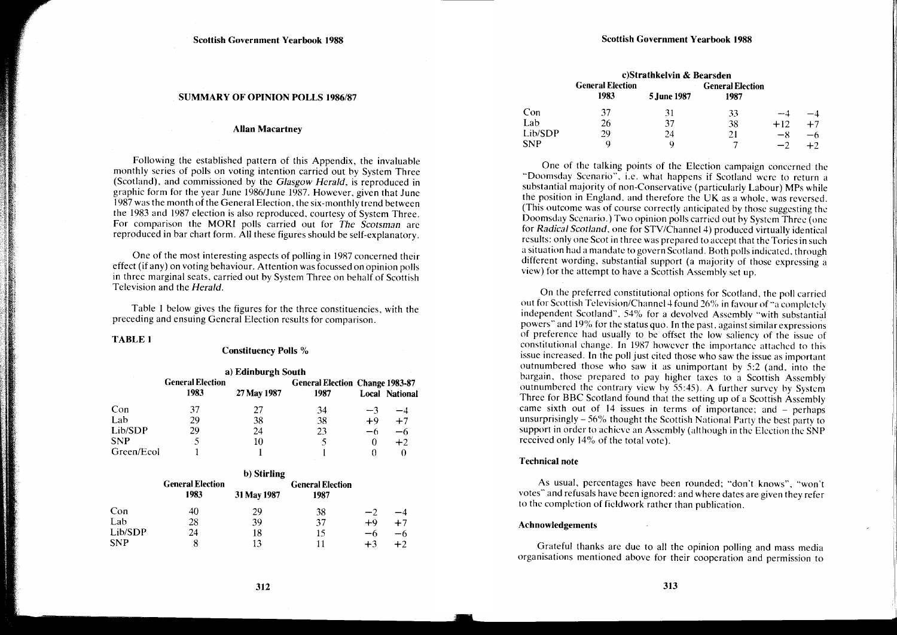## SUMMARY OF OPINION POLLS 1986/87

### Allan Macartney

Following the established pattern of this Appendix, the invaluable monthly series of polls on voting intention carried out by System Three (Scotland), and commissioned by the *Glasgow Herald*, is reproduced in graphic form for the year June 1986/June 1987. However, given that June 1987 was the month of the General Election, the six-monthly trend between the 1983 and 1987 election is also reproduced, courtesy of System Three. For comparison the MORI polls carried out for *The Scotsman* are reproduced in bar chart form. All these figures should be self-explanatory.

One of the most interesting aspects of polling in 1987 concerned their effect (if any) on voting behaviour. Attention was focussed on opinion polls in three marginal seats, carried out by System Three on behalf of Scottish Television and the *Herald*.

Table 1 below gives the figures for the three constituencies, with the preceding and ensuing General Election results for comparison.

**TABLE 1**

**Constituency Polls %**

**a) Edinburgh South**

| | General Election 1983 | 27 May 1987 | General Election 1987 | Change 1983-87 Local | Change 1983-87 National |
|---|---|---|---|---|---|
| Con | 37 | 27 | 34 | −3 | −4 |
| Lab | 29 | 38 | 38 | +9 | +7 |
| Lib/SDP | 29 | 24 | 23 | −6 | −6 |
| SNP | 5 | 10 | 5 | 0 | +2 |
| Green/Ecol | 1 | 1 | 1 | 0 | 0 |

**b) Stirling**

| | General Election 1983 | 31 May 1987 | General Election 1987 | | |
|---|---|---|---|---|---|
| Con | 40 | 29 | 38 | −2 | −4 |
| Lab | 28 | 39 | 37 | +9 | +7 |
| Lib/SDP | 24 | 18 | 15 | −6 | −6 |
| SNP | 8 | 13 | 11 | +3 | +2 |

**c) Strathkelvin & Bearsden**

| | General Election 1983 | 5 June 1987 | General Election 1987 | | |
|---|---|---|---|---|---|
| Con | 37 | 31 | 33 | −4 | −4 |
| Lab | 26 | 37 | 38 | +12 | +7 |
| Lib/SDP | 29 | 24 | 21 | −8 | −6 |
| SNP | 9 | 9 | 7 | −2 | +2 |

One of the talking points of the Election campaign concerned the "Doomsday Scenario", i.e. what happens if Scotland were to return a substantial majority of non-Conservative (particularly Labour) MPs while the position in England, and therefore the UK as a whole, was reversed. (This outcome was of course correctly anticipated by those suggesting the Doomsday Scenario.) Two opinion polls carried out by System Three (one for *Radical Scotland*, one for STV/Channel 4) produced virtually identical results: only one Scot in three was prepared to accept that the Tories in such a situation had a mandate to govern Scotland. Both polls indicated, through different wording, substantial support (a majority of those expressing a view) for the attempt to have a Scottish Assembly set up.

On the preferred constitutional options for Scotland, the poll carried out for Scottish Television/Channel 4 found 26% in favour of "a completely independent Scotland", 54% for a devolved Assembly "with substantial powers" and 19% for the status quo. In the past, against similar expressions of preference had usually to be offset the low saliency of the issue of constitutional change. In 1987 however the importance attached to this issue increased. In the poll just cited those who saw the issue as important outnumbered those who saw it as unimportant by 5:2 (and, into the bargain, those prepared to pay higher taxes to a Scottish Assembly outnumbered the contrary view by 55:45). A further survey by System Three for BBC Scotland found that the setting up of a Scottish Assembly came sixth out of 14 issues in terms of importance; and – perhaps unsurprisingly – 56% thought the Scottish National Party the best party to support in order to achieve an Assembly (although in the Election the SNP received only 14% of the total vote).

#### Technical note

As usual, percentages have been rounded; "don't knows", "won't votes" and refusals have been ignored: and where dates are given they refer to the completion of fieldwork rather than publication.

#### Achnowledgements

Grateful thanks are due to all the opinion polling and mass media organisations mentioned above for their cooperation and permission to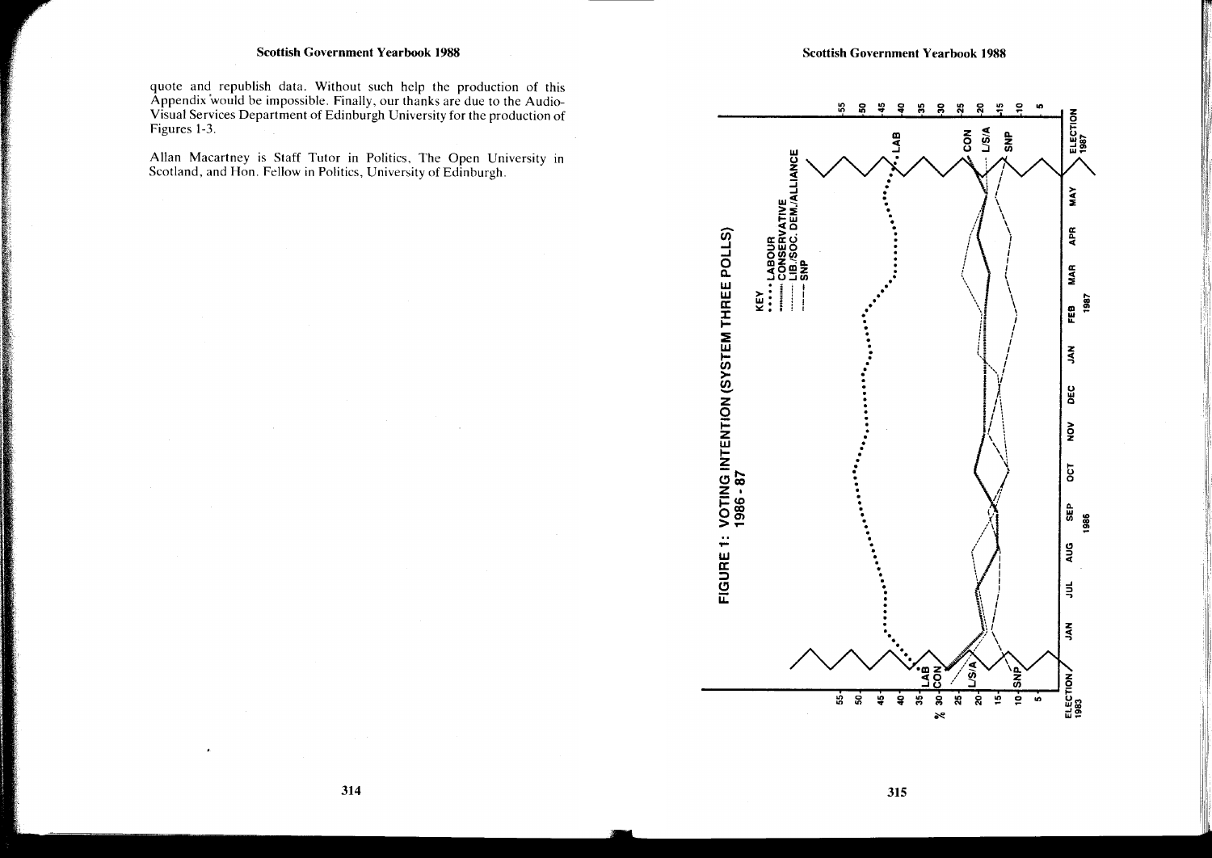quote and republish data. Without such help the production of this Appendix would be impossible. Finally, our thanks are due to the Audio-Visual Services Department of Edinburgh University for the production of Figures 1-3.

Allan Macartney is Staff Tutor in Politics, The Open University in Scotland, and Hon. Fellow in Politics, University of Edinburgh.

FIGURE 1: VOTING INTENTION (SYSTEM THREE POLLS) 1986 - 87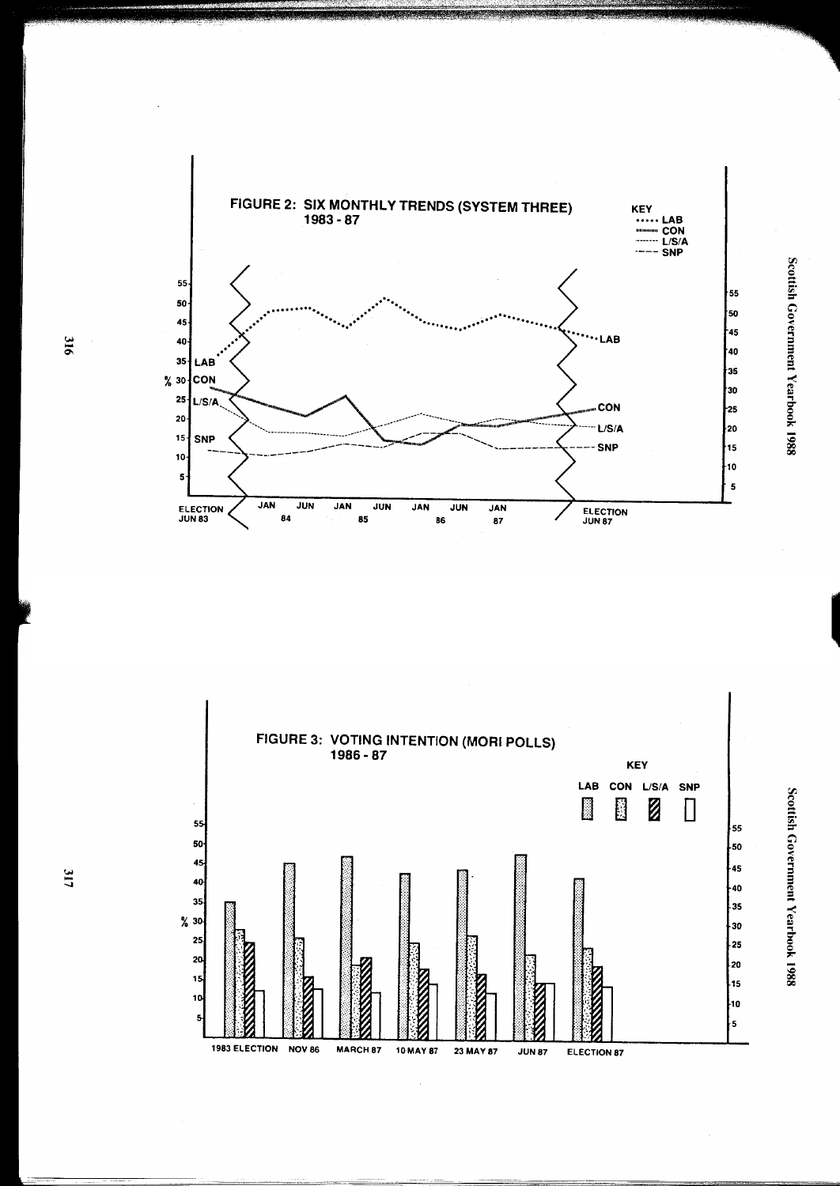FIGURE 2: SIX MONTHLY TRENDS (SYSTEM THREE) 1983 - 87

KEY
LAB
CON
L/S/A
SNP

%

55
50
45
40
35
30
25
20
15
10
5

LAB
CON
L/S/A
SNP

ELECTION JUN 83
JAN 84
JUN
JAN 85
JUN
JAN 86
JUN
JAN 87
ELECTION JUN 87

LAB
CON
L/S/A
SNP

FIGURE 3: VOTING INTENTION (MORI POLLS) 1986 - 87

KEY
LAB CON L/S/A SNP

%

55
50
45
40
35
30
25
20
15
10
5

1983 ELECTION
NOV 86
MARCH 87
10 MAY 87
23 MAY 87
JUN 87
ELECTION 87